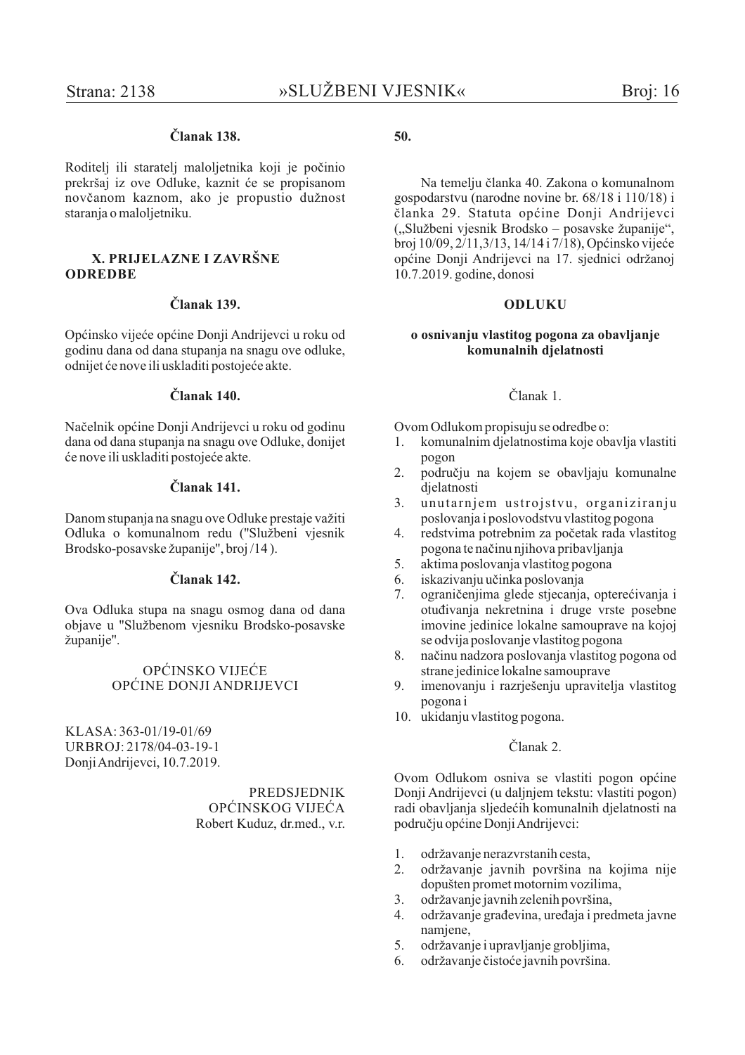**Članak 138.**

Roditelj ili staratelj maloljetnika koji je počinio prekršaj iz ove Odluke, kaznit će se propisanom novčanom kaznom, ako je propustio dužnost staranja o maloljetniku.

**X. PRIJELAZNE I ZAVRŠNE ODREDBE**

**Članak 139.**

Općinsko vijeće općine Donji Andrijevci u roku od godinu dana od dana stupanja na snagu ove odluke, odnijet će nove ili uskladiti postojeće akte.

**Članak 140.**

Načelnik općine Donji Andrijevci u roku od godinu dana od dana stupanja na snagu ove Odluke, donijet će nove ili uskladiti postojeće akte.

**Članak 141.**

Danom stupanja na snagu ove Odluke prestaje važiti Odluka o komunalnom redu ("Službeni vjesnik Brodsko-posavske županije", broj /14 ).

**Članak 142.**

Ova Odluka stupa na snagu osmog dana od dana objave u "Službenom vjesniku Brodsko-posavske županije".

OPĆINSKO VIJEĆE
OPĆINE DONJI ANDRIJEVCI

KLASA: 363-01/19-01/69
URBROJ: 2178/04-03-19-1
Donji Andrijevci, 10.7.2019.

PREDSJEDNIK
OPĆINSKOG VIJEĆA
Robert Kuduz, dr.med., v.r.

**50.**

Na temelju članka 40. Zakona o komunalnom gospodarstvu (narodne novine br. 68/18 i 110/18) i članka 29. Statuta općine Donji Andrijevci („Službeni vjesnik Brodsko – posavske županije", broj 10/09, 2/11,3/13, 14/14 i 7/18), Općinsko vijeće općine Donji Andrijevci na 17. sjednici održanoj 10.7.2019. godine, donosi

**ODLUKU**

**o osnivanju vlastitog pogona za obavljanje komunalnih djelatnosti**

Članak 1.

Ovom Odlukom propisuju se odredbe o:

1. komunalnim djelatnostima koje obavlja vlastiti pogon
2. području na kojem se obavljaju komunalne djelatnosti
3. unutarnjem ustrojstvu, organiziranju poslovanja i poslovodstvu vlastitog pogona
4. redstvima potrebnim za početak rada vlastitog pogona te načinu njihova pribavljanja
5. aktima poslovanja vlastitog pogona
6. iskazivanju učinka poslovanja
7. ograničenjima glede stjecanja, opterećivanja i otuđivanja nekretnina i druge vrste posebne imovine jedinice lokalne samouprave na kojoj se odvija poslovanje vlastitog pogona
8. načinu nadzora poslovanja vlastitog pogona od strane jedinice lokalne samouprave
9. imenovanju i razrješenju upravitelja vlastitog pogona i
10. ukidanju vlastitog pogona.

Članak 2.

Ovom Odlukom osniva se vlastiti pogon općine Donji Andrijevci (u daljnjem tekstu: vlastiti pogon) radi obavljanja sljedećih komunalnih djelatnosti na području općine Donji Andrijevci:

1. održavanje nerazvrstanih cesta,
2. održavanje javnih površina na kojima nije dopušten promet motornim vozilima,
3. održavanje javnih zelenih površina,
4. održavanje građevina, uređaja i predmeta javne namjene,
5. održavanje i upravljanje grobljima,
6. održavanje čistoće javnih površina.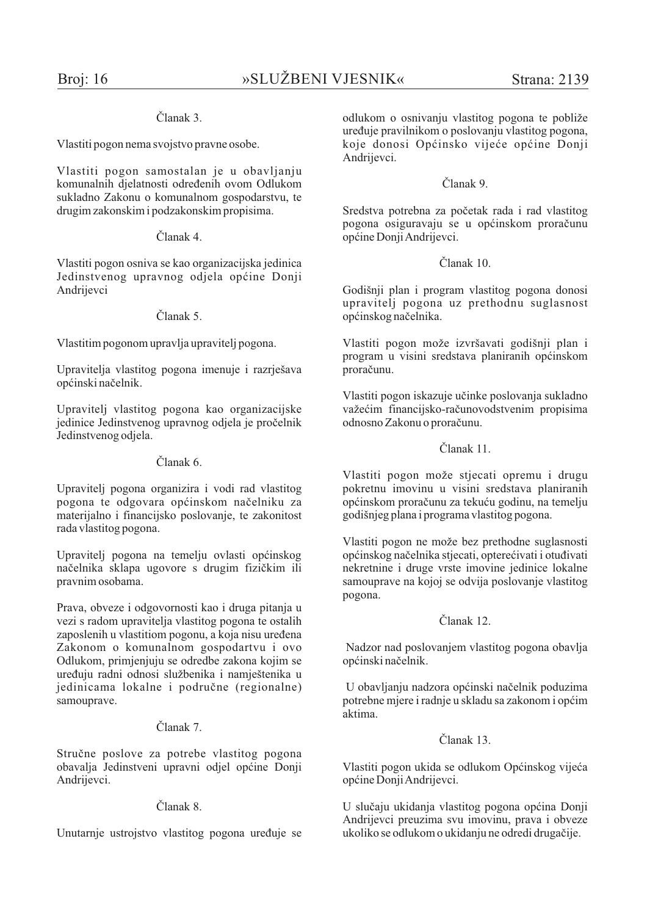Članak 3.

Vlastiti pogon nema svojstvo pravne osobe.

Vlastiti pogon samostalan je u obavljanju komunalnih djelatnosti određenih ovom Odlukom sukladno Zakonu o komunalnom gospodarstvu, te drugim zakonskim i podzakonskim propisima.

Članak 4.

Vlastiti pogon osniva se kao organizacijska jedinica Jedinstvenog upravnog odjela općine Donji Andrijevci

Članak 5.

Vlastitim pogonom upravlja upravitelj pogona.

Upravitelja vlastitog pogona imenuje i razrješava općinski načelnik.

Upravitelj vlastitog pogona kao organizacijske jedinice Jedinstvenog upravnog odjela je pročelnik Jedinstvenog odjela.

Članak 6.

Upravitelj pogona organizira i vodi rad vlastitog pogona te odgovara općinskom načelniku za materijalno i financijsko poslovanje, te zakonitost rada vlastitog pogona.

Upravitelj pogona na temelju ovlasti općinskog načelnika sklapa ugovore s drugim fizičkim ili pravnim osobama.

Prava, obveze i odgovornosti kao i druga pitanja u vezi s radom upravitelja vlastitog pogona te ostalih zaposlenih u vlastitiom pogonu, a koja nisu uređena Zakonom o komunalnom gospodartvu i ovo Odlukom, primjenjuju se odredbe zakona kojim se uređuju radni odnosi službenika i namještenika u jedinicama lokalne i područne (regionalne) samouprave.

Članak 7.

Stručne poslove za potrebe vlastitog pogona obavalja Jedinstveni upravni odjel općine Donji Andrijevci.

Članak 8.

Unutarnje ustrojstvo vlastitog pogona uređuje se odlukom o osnivanju vlastitog pogona te pobliže uređuje pravilnikom o poslovanju vlastitog pogona, koje donosi Općinsko vijeće općine Donji Andrijevci.

Članak 9.

Sredstva potrebna za početak rada i rad vlastitog pogona osiguravaju se u općinskom proračunu općine Donji Andrijevci.

Članak 10.

Godišnji plan i program vlastitog pogona donosi upravitelj pogona uz prethodnu suglasnost općinskog načelnika.

Vlastiti pogon može izvršavati godišnji plan i program u visini sredstava planiranih općinskom proračunu.

Vlastiti pogon iskazuje učinke poslovanja sukladno važećim financijsko-računovodstvenim propisima odnosno Zakonu o proračunu.

Članak 11.

Vlastiti pogon može stjecati opremu i drugu pokretnu imovinu u visini sredstava planiranih općinskom proračunu za tekuću godinu, na temelju godišnjeg plana i programa vlastitog pogona.

Vlastiti pogon ne može bez prethodne suglasnosti općinskog načelnika stjecati, opterećivati i otuđivati nekretnine i druge vrste imovine jedinice lokalne samouprave na kojoj se odvija poslovanje vlastitog pogona.

Članak 12.

Nadzor nad poslovanjem vlastitog pogona obavlja općinski načelnik.

U obavljanju nadzora općinski načelnik poduzima potrebne mjere i radnje u skladu sa zakonom i općim aktima.

Članak 13.

Vlastiti pogon ukida se odlukom Općinskog vijeća općine Donji Andrijevci.

U slučaju ukidanja vlastitog pogona općina Donji Andrijevci preuzima svu imovinu, prava i obveze ukoliko se odlukom o ukidanju ne odredi drugačije.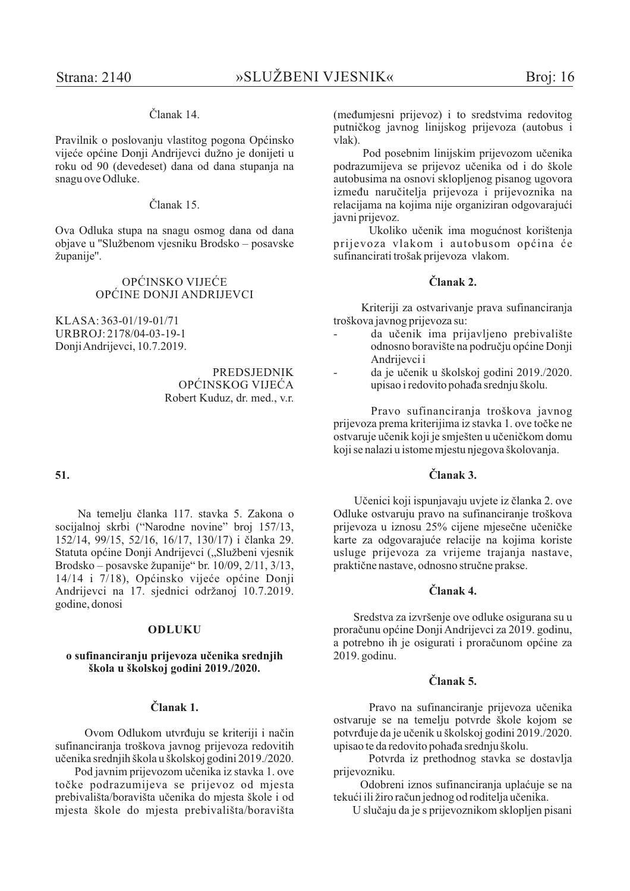Članak 14.

Pravilnik o poslovanju vlastitog pogona Općinsko vijeće općine Donji Andrijevci dužno je donijeti u roku od 90 (devedeset) dana od dana stupanja na snagu ove Odluke.

Članak 15.

Ova Odluka stupa na snagu osmog dana od dana objave u "Službenom vjesniku Brodsko – posavske županije".

OPĆINSKO VIJEĆE
OPĆINE DONJI ANDRIJEVCI

KLASA: 363-01/19-01/71
URBROJ: 2178/04-03-19-1
Donji Andrijevci, 10.7.2019.

PREDSJEDNIK
OPĆINSKOG VIJEĆA
Robert Kuduz, dr. med., v.r.

**51.**

Na temelju članka 117. stavka 5. Zakona o socijalnoj skrbi ("Narodne novine" broj 157/13, 152/14, 99/15, 52/16, 16/17, 130/17) i članka 29. Statuta općine Donji Andrijevci („Službeni vjesnik Brodsko – posavske županije" br. 10/09, 2/11, 3/13, 14/14 i 7/18), Općinsko vijeće općine Donji Andrijevci na 17. sjednici održanoj 10.7.2019. godine, donosi

**ODLUKU**

**o sufinanciranju prijevoza učenika srednjih škola u školskoj godini 2019./2020.**

**Članak 1.**

Ovom Odlukom utvrđuju se kriteriji i način sufinanciranja troškova javnog prijevoza redovitih učenika srednjih škola u školskoj godini 2019./2020.

Pod javnim prijevozom učenika iz stavka 1. ove točke podrazumijeva se prijevoz od mjesta prebivališta/boravišta učenika do mjesta škole i od mjesta škole do mjesta prebivališta/boravišta (međumjesni prijevoz) i to sredstvima redovitog putničkog javnog linijskog prijevoza (autobus i vlak).

Pod posebnim linijskim prijevozom učenika podrazumijeva se prijevoz učenika od i do škole autobusima na osnovi sklopljenog pisanog ugovora između naručitelja prijevoza i prijevoznika na relacijama na kojima nije organiziran odgovarajući javni prijevoz.

Ukoliko učenik ima mogućnost korištenja prijevoza vlakom i autobusom općina će sufinancirati trošak prijevoza vlakom.

**Članak 2.**

Kriteriji za ostvarivanje prava sufinanciranja troškova javnog prijevoza su:

- da učenik ima prijavljeno prebivalište odnosno boravište na području općine Donji Andrijevci i
- da je učenik u školskoj godini 2019./2020. upisao i redovito pohađa srednju školu.

Pravo sufinanciranja troškova javnog prijevoza prema kriterijima iz stavka 1. ove točke ne ostvaruje učenik koji je smješten u učeničkom domu koji se nalazi u istome mjestu njegova školovanja.

**Članak 3.**

Učenici koji ispunjavaju uvjete iz članka 2. ove Odluke ostvaruju pravo na sufinanciranje troškova prijevoza u iznosu 25% cijene mjesečne učeničke karte za odgovarajuće relacije na kojima koriste usluge prijevoza za vrijeme trajanja nastave, praktične nastave, odnosno stručne prakse.

**Članak 4.**

Sredstva za izvršenje ove odluke osigurana su u proračunu općine Donji Andrijevci za 2019. godinu, a potrebno ih je osigurati i proračunom općine za 2019. godinu.

**Članak 5.**

Pravo na sufinanciranje prijevoza učenika ostvaruje se na temelju potvrde škole kojom se potvrđuje da je učenik u školskoj godini 2019./2020. upisao te da redovito pohađa srednju školu.

Potvrda iz prethodnog stavka se dostavlja prijevozniku.

Odobreni iznos sufinanciranja uplaćuje se na tekući ili žiro račun jednog od roditelja učenika.

U slučaju da je s prijevoznikom sklopljen pisani